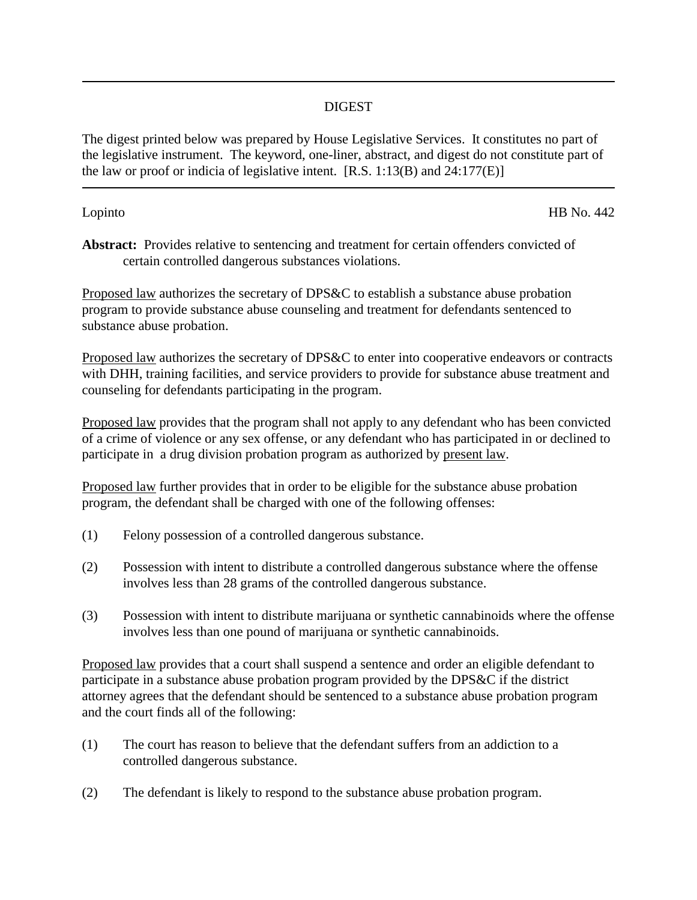---

DIGEST

The digest printed below was prepared by House Legislative Services. It constitutes no part of the legislative instrument. The keyword, one-liner, abstract, and digest do not constitute part of the law or proof or indicia of legislative intent. [R.S. 1:13(B) and 24:177(E)]

---

Lopinto HB No. 442

**Abstract:** Provides relative to sentencing and treatment for certain offenders convicted of certain controlled dangerous substances violations.

Proposed law authorizes the secretary of DPS&C to establish a substance abuse probation program to provide substance abuse counseling and treatment for defendants sentenced to substance abuse probation.

Proposed law authorizes the secretary of DPS&C to enter into cooperative endeavors or contracts with DHH, training facilities, and service providers to provide for substance abuse treatment and counseling for defendants participating in the program.

Proposed law provides that the program shall not apply to any defendant who has been convicted of a crime of violence or any sex offense, or any defendant who has participated in or declined to participate in a drug division probation program as authorized by present law.

Proposed law further provides that in order to be eligible for the substance abuse probation program, the defendant shall be charged with one of the following offenses:

(1) Felony possession of a controlled dangerous substance.

(2) Possession with intent to distribute a controlled dangerous substance where the offense involves less than 28 grams of the controlled dangerous substance.

(3) Possession with intent to distribute marijuana or synthetic cannabinoids where the offense involves less than one pound of marijuana or synthetic cannabinoids.

Proposed law provides that a court shall suspend a sentence and order an eligible defendant to participate in a substance abuse probation program provided by the DPS&C if the district attorney agrees that the defendant should be sentenced to a substance abuse probation program and the court finds all of the following:

(1) The court has reason to believe that the defendant suffers from an addiction to a controlled dangerous substance.

(2) The defendant is likely to respond to the substance abuse probation program.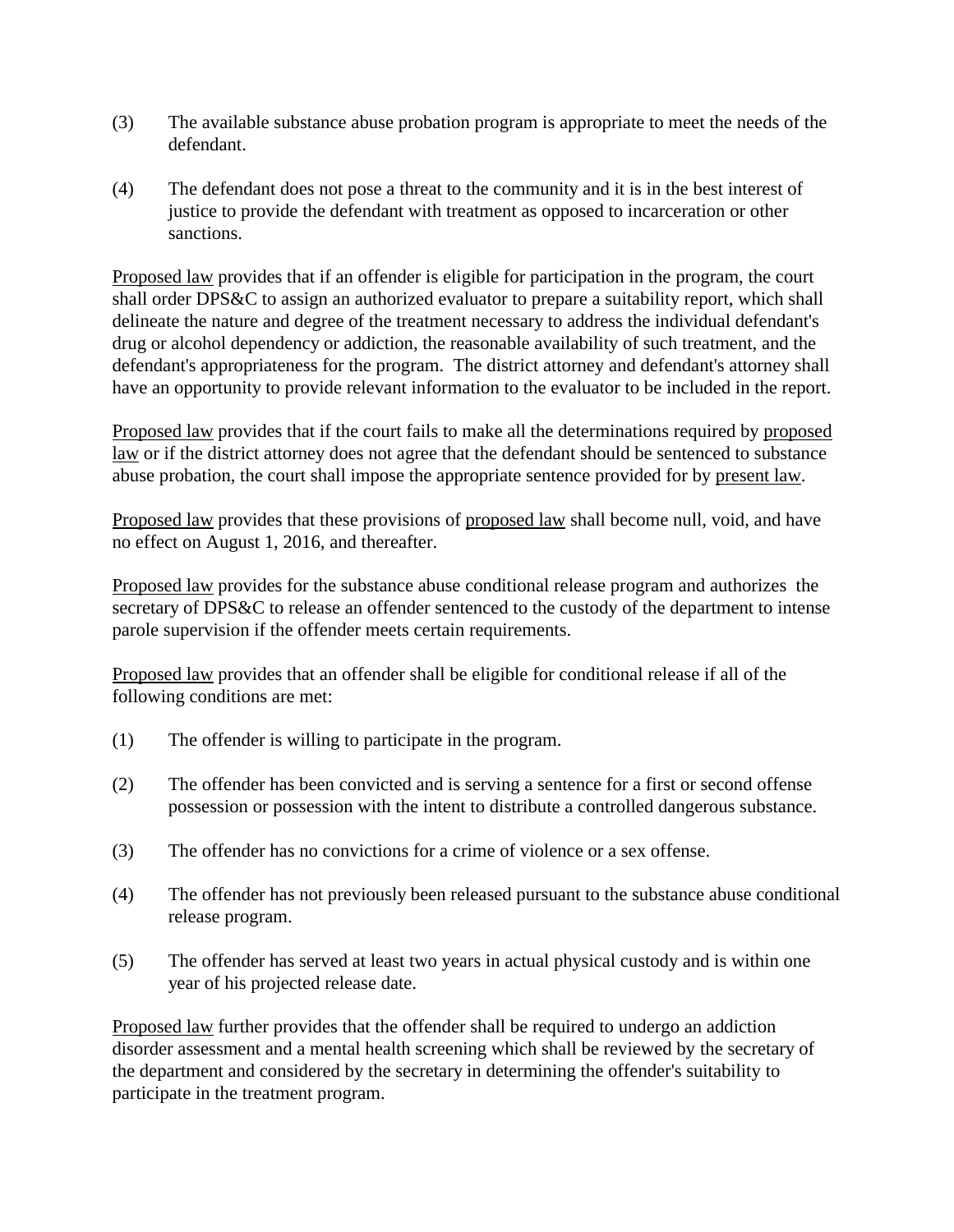(3) The available substance abuse probation program is appropriate to meet the needs of the defendant.

(4) The defendant does not pose a threat to the community and it is in the best interest of justice to provide the defendant with treatment as opposed to incarceration or other sanctions.

Proposed law provides that if an offender is eligible for participation in the program, the court shall order DPS&C to assign an authorized evaluator to prepare a suitability report, which shall delineate the nature and degree of the treatment necessary to address the individual defendant's drug or alcohol dependency or addiction, the reasonable availability of such treatment, and the defendant's appropriateness for the program. The district attorney and defendant's attorney shall have an opportunity to provide relevant information to the evaluator to be included in the report.

Proposed law provides that if the court fails to make all the determinations required by proposed law or if the district attorney does not agree that the defendant should be sentenced to substance abuse probation, the court shall impose the appropriate sentence provided for by present law.

Proposed law provides that these provisions of proposed law shall become null, void, and have no effect on August 1, 2016, and thereafter.

Proposed law provides for the substance abuse conditional release program and authorizes the secretary of DPS&C to release an offender sentenced to the custody of the department to intense parole supervision if the offender meets certain requirements.

Proposed law provides that an offender shall be eligible for conditional release if all of the following conditions are met:

(1) The offender is willing to participate in the program.

(2) The offender has been convicted and is serving a sentence for a first or second offense possession or possession with the intent to distribute a controlled dangerous substance.

(3) The offender has no convictions for a crime of violence or a sex offense.

(4) The offender has not previously been released pursuant to the substance abuse conditional release program.

(5) The offender has served at least two years in actual physical custody and is within one year of his projected release date.

Proposed law further provides that the offender shall be required to undergo an addiction disorder assessment and a mental health screening which shall be reviewed by the secretary of the department and considered by the secretary in determining the offender's suitability to participate in the treatment program.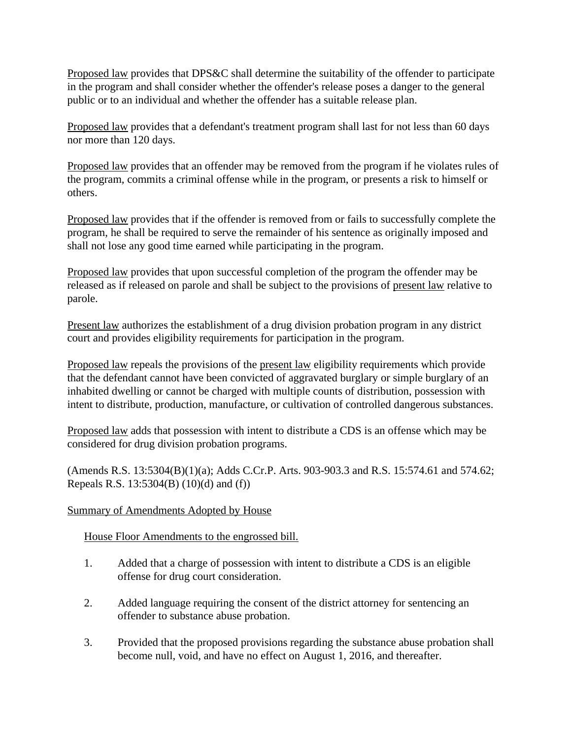Proposed law provides that DPS&C shall determine the suitability of the offender to participate in the program and shall consider whether the offender's release poses a danger to the general public or to an individual and whether the offender has a suitable release plan.

Proposed law provides that a defendant's treatment program shall last for not less than 60 days nor more than 120 days.

Proposed law provides that an offender may be removed from the program if he violates rules of the program, commits a criminal offense while in the program, or presents a risk to himself or others.

Proposed law provides that if the offender is removed from or fails to successfully complete the program, he shall be required to serve the remainder of his sentence as originally imposed and shall not lose any good time earned while participating in the program.

Proposed law provides that upon successful completion of the program the offender may be released as if released on parole and shall be subject to the provisions of present law relative to parole.

Present law authorizes the establishment of a drug division probation program in any district court and provides eligibility requirements for participation in the program.

Proposed law repeals the provisions of the present law eligibility requirements which provide that the defendant cannot have been convicted of aggravated burglary or simple burglary of an inhabited dwelling or cannot be charged with multiple counts of distribution, possession with intent to distribute, production, manufacture, or cultivation of controlled dangerous substances.

Proposed law adds that possession with intent to distribute a CDS is an offense which may be considered for drug division probation programs.

(Amends R.S. 13:5304(B)(1)(a); Adds C.Cr.P. Arts. 903-903.3 and R.S. 15:574.61 and 574.62; Repeals R.S. 13:5304(B) (10)(d) and (f))

Summary of Amendments Adopted by House

House Floor Amendments to the engrossed bill.

1. Added that a charge of possession with intent to distribute a CDS is an eligible offense for drug court consideration.

2. Added language requiring the consent of the district attorney for sentencing an offender to substance abuse probation.

3. Provided that the proposed provisions regarding the substance abuse probation shall become null, void, and have no effect on August 1, 2016, and thereafter.